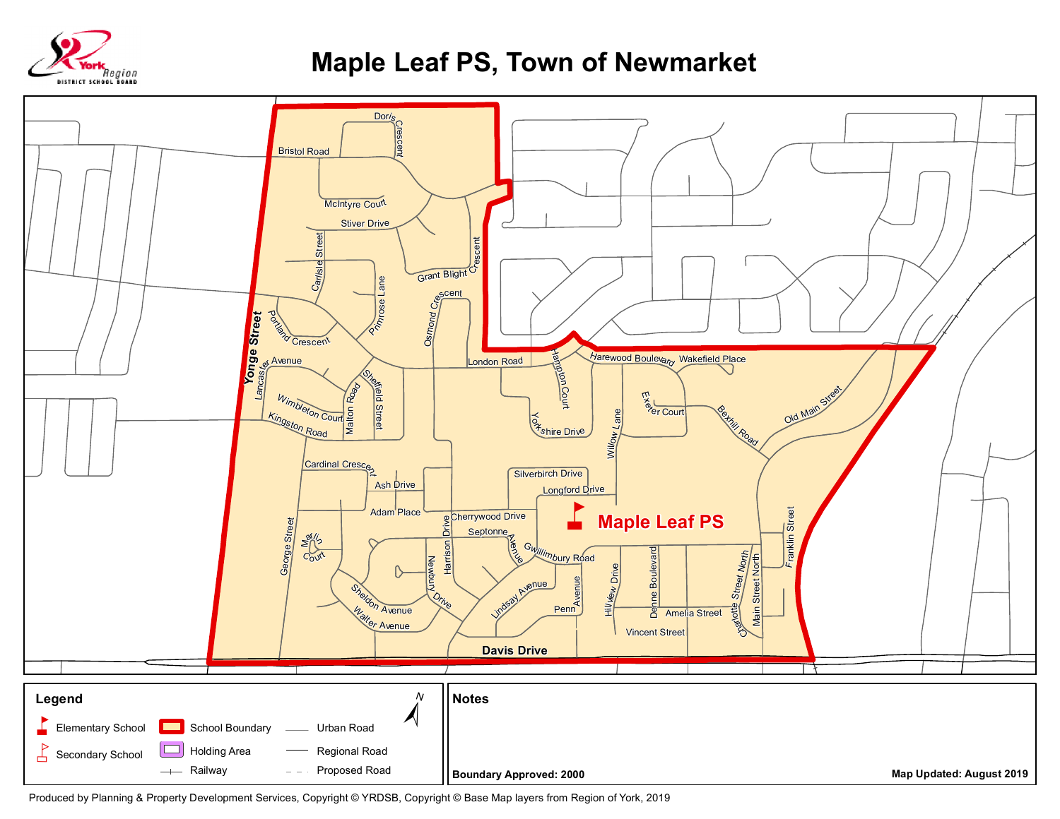# Maple Leaf PS, Town of Newmarket

York Region District School Board

Maple Leaf PS

Bristol Road, Doris Crescent, McIntyre Court, Stiver Drive, Carlisle Street, Primrose Lane, Grant Blight Crescent, Osmond Crescent, Portland Crescent, Yonge Street, Lancaster Avenue, London Road, Hampton Court, Harewood Boulevard, Wakefield Place, Sheffield Street, Malton Road, Wimbleton Court, Kingston Road, Yorkshire Drive, Exeter Court, Bexhill Road, Old Main Street, Willow Lane, Cardinal Crescent, Ash Drive, Adam Place, Silverbirch Drive, Longford Drive, Cherrywood Drive, Septonne Avenue, Harrison Drive, George Street, Marlin Court, Gwillimbury Road, Franklin Street, Newbury Drive, Sheldon Avenue, Walter Avenue, Lindsay Avenue, Penn Avenue, Hillview Drive, Denne Boulevard, Charlotte Street North, Main Street North, Amelia Street, Vincent Street, Davis Drive

## Legend

- Elementary School
- Secondary School
- School Boundary
- Holding Area
- Railway
- Urban Road
- Regional Road
- Proposed Road

N

## Notes

**Boundary Approved: 2000**

**Map Updated: August 2019**

Produced by Planning & Property Development Services, Copyright © YRDSB, Copyright © Base Map layers from Region of York, 2019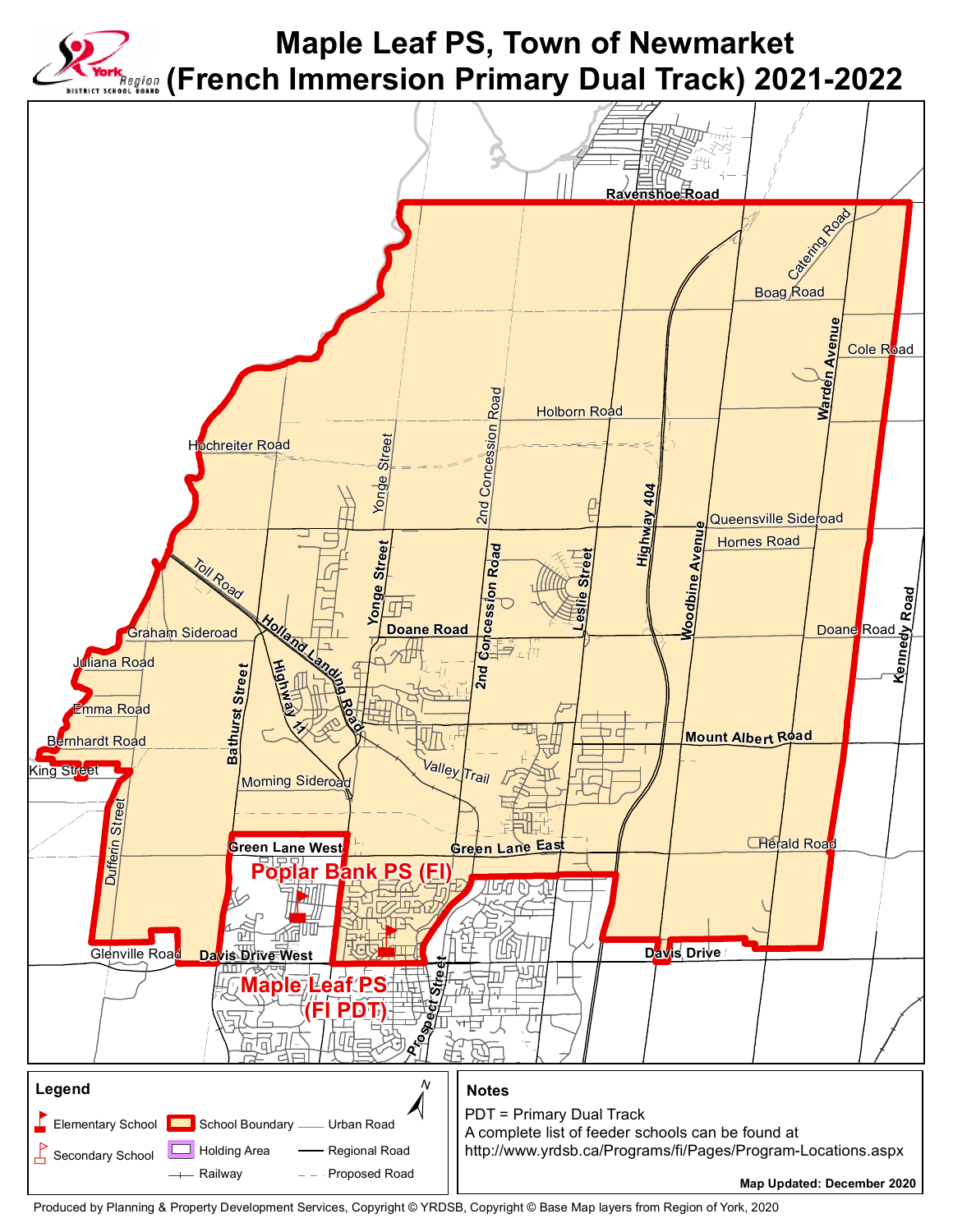# Maple Leaf PS, Town of Newmarket (French Immersion Primary Dual Track) 2021-2022

Ravenshoe Road
Catering Road
Boag Road
Cole Road
Warden Avenue
Holborn Road
Hochreiter Road
Yonge Street
2nd Concession Road
Queensville Sideroad
Hornes Road
Highway 404
Woodbine Avenue
Leslie Street
Toll Road
Holland Landing Road
Doane Road
Kennedy Road
Graham Sideroad
Juliana Road
Emma Road
Bernhardt Road
King Street
Bathurst Street
Highway 11
Mount Albert Road
Valley Trail
Morning Sideroad
Dufferin Street
Green Lane West
Green Lane East
Herald Road
Poplar Bank PS (FI)
Glenville Road
Davis Drive West
Davis Drive
Prospect Street
Maple Leaf PS (FI PDT)

**Legend**

- Elementary School
- Secondary School
- School Boundary
- Holding Area
- Railway
- Urban Road
- Regional Road
- Proposed Road

N

**Notes**

PDT = Primary Dual Track

A complete list of feeder schools can be found at http://www.yrdsb.ca/Programs/fi/Pages/Program-Locations.aspx

**Map Updated: December 2020**

Produced by Planning & Property Development Services, Copyright © YRDSB, Copyright © Base Map layers from Region of York, 2020